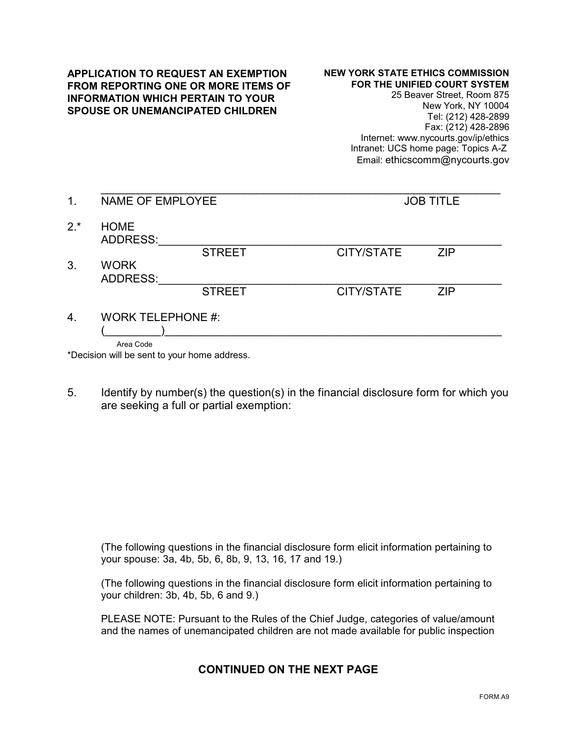**APPLICATION TO REQUEST AN EXEMPTION FROM REPORTING ONE OR MORE ITEMS OF INFORMATION WHICH PERTAIN TO YOUR SPOUSE OR UNEMANCIPATED CHILDREN**

**NEW YORK STATE ETHICS COMMISSION FOR THE UNIFIED COURT SYSTEM**
25 Beaver Street, Room 875
New York, NY 10004
Tel: (212) 428-2899
Fax: (212) 428-2896
Internet: www.nycourts.gov/ip/ethics
Intranet: UCS home page: Topics A-Z
Email: ethicscomm@nycourts.gov

1. ______________________________________________________________
NAME OF EMPLOYEE                                                  JOB TITLE

2.* HOME ADDRESS:_____________________________________________________
STREET                    CITY/STATE          ZIP

3. WORK ADDRESS:_____________________________________________________
STREET                    CITY/STATE          ZIP

4. WORK TELEPHONE #:
(_________)___________________________________________________________
Area Code

*Decision will be sent to your home address.

5. Identify by number(s) the question(s) in the financial disclosure form for which you are seeking a full or partial exemption:

(The following questions in the financial disclosure form elicit information pertaining to your spouse: 3a, 4b, 5b, 6, 8b, 9, 13, 16, 17 and 19.)

(The following questions in the financial disclosure form elicit information pertaining to your children: 3b, 4b, 5b, 6 and 9.)

PLEASE NOTE: Pursuant to the Rules of the Chief Judge, categories of value/amount and the names of unemancipated children are not made available for public inspection

**CONTINUED ON THE NEXT PAGE**

FORM.A9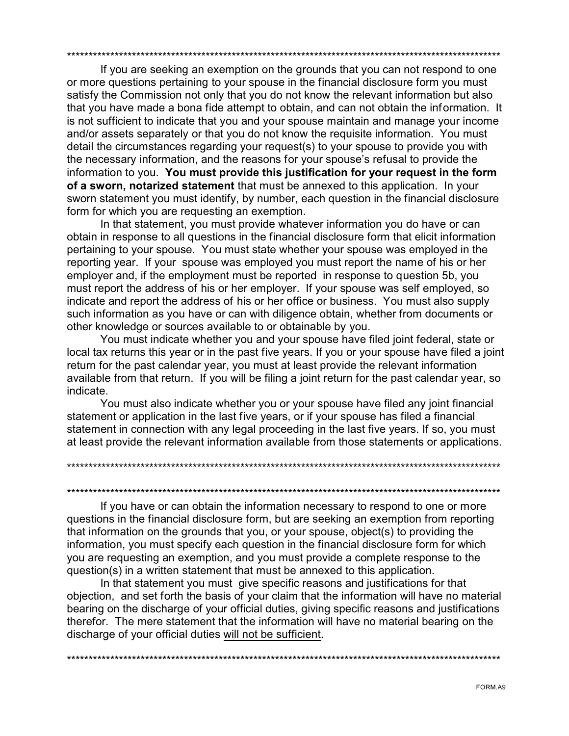\*\*\*\*\*\*\*\*\*\*\*\*\*\*\*\*\*\*\*\*\*\*\*\*\*\*\*\*\*\*\*\*\*\*\*\*\*\*\*\*\*\*\*\*\*\*\*\*\*\*\*\*\*\*\*\*\*\*\*\*\*\*\*\*\*\*\*\*\*\*\*\*\*\*\*\*\*\*\*\*\*\*\*\*\*\*\*\*\*\*\*\*\*\*\*\*\*\*\*\*\*\*\*\*\*\*

If you are seeking an exemption on the grounds that you can not respond to one or more questions pertaining to your spouse in the financial disclosure form you must satisfy the Commission not only that you do not know the relevant information but also that you have made a bona fide attempt to obtain, and can not obtain the information. It is not sufficient to indicate that you and your spouse maintain and manage your income and/or assets separately or that you do not know the requisite information. You must detail the circumstances regarding your request(s) to your spouse to provide you with the necessary information, and the reasons for your spouse's refusal to provide the information to you. **You must provide this justification for your request in the form of a sworn, notarized statement** that must be annexed to this application. In your sworn statement you must identify, by number, each question in the financial disclosure form for which you are requesting an exemption.

In that statement, you must provide whatever information you do have or can obtain in response to all questions in the financial disclosure form that elicit information pertaining to your spouse. You must state whether your spouse was employed in the reporting year. If your spouse was employed you must report the name of his or her employer and, if the employment must be reported in response to question 5b, you must report the address of his or her employer. If your spouse was self employed, so indicate and report the address of his or her office or business. You must also supply such information as you have or can with diligence obtain, whether from documents or other knowledge or sources available to or obtainable by you.

You must indicate whether you and your spouse have filed joint federal, state or local tax returns this year or in the past five years. If you or your spouse have filed a joint return for the past calendar year, you must at least provide the relevant information available from that return. If you will be filing a joint return for the past calendar year, so indicate.

You must also indicate whether you or your spouse have filed any joint financial statement or application in the last five years, or if your spouse has filed a financial statement in connection with any legal proceeding in the last five years. If so, you must at least provide the relevant information available from those statements or applications.

\*\*\*\*\*\*\*\*\*\*\*\*\*\*\*\*\*\*\*\*\*\*\*\*\*\*\*\*\*\*\*\*\*\*\*\*\*\*\*\*\*\*\*\*\*\*\*\*\*\*\*\*\*\*\*\*\*\*\*\*\*\*\*\*\*\*\*\*\*\*\*\*\*\*\*\*\*\*\*\*\*\*\*\*\*\*\*\*\*\*\*\*\*\*\*\*\*\*\*\*\*\*\*\*\*\*

\*\*\*\*\*\*\*\*\*\*\*\*\*\*\*\*\*\*\*\*\*\*\*\*\*\*\*\*\*\*\*\*\*\*\*\*\*\*\*\*\*\*\*\*\*\*\*\*\*\*\*\*\*\*\*\*\*\*\*\*\*\*\*\*\*\*\*\*\*\*\*\*\*\*\*\*\*\*\*\*\*\*\*\*\*\*\*\*\*\*\*\*\*\*\*\*\*\*\*\*\*\*\*\*\*\*

If you have or can obtain the information necessary to respond to one or more questions in the financial disclosure form, but are seeking an exemption from reporting that information on the grounds that you, or your spouse, object(s) to providing the information, you must specify each question in the financial disclosure form for which you are requesting an exemption, and you must provide a complete response to the question(s) in a written statement that must be annexed to this application.

In that statement you must give specific reasons and justifications for that objection, and set forth the basis of your claim that the information will have no material bearing on the discharge of your official duties, giving specific reasons and justifications therefor. The mere statement that the information will have no material bearing on the discharge of your official duties <u>will not be sufficient</u>.

\*\*\*\*\*\*\*\*\*\*\*\*\*\*\*\*\*\*\*\*\*\*\*\*\*\*\*\*\*\*\*\*\*\*\*\*\*\*\*\*\*\*\*\*\*\*\*\*\*\*\*\*\*\*\*\*\*\*\*\*\*\*\*\*\*\*\*\*\*\*\*\*\*\*\*\*\*\*\*\*\*\*\*\*\*\*\*\*\*\*\*\*\*\*\*\*\*\*\*\*\*\*\*\*\*\*

FORM.A9